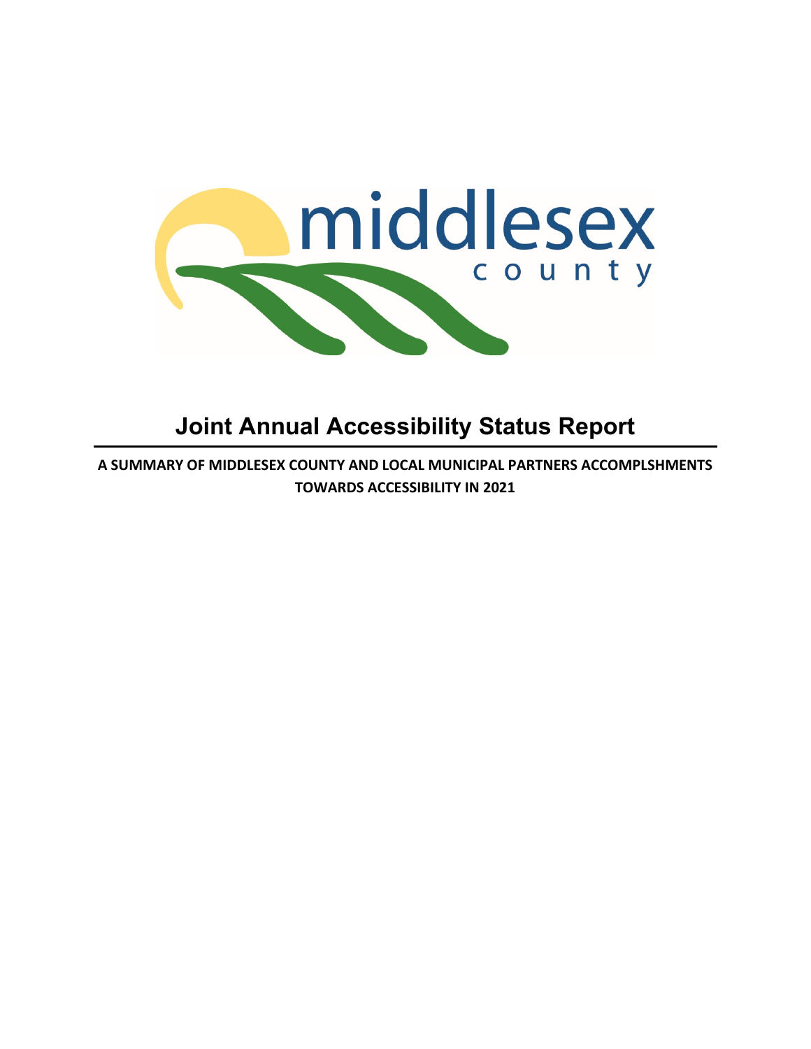middlesex county

# Joint Annual Accessibility Status Report

**A SUMMARY OF MIDDLESEX COUNTY AND LOCAL MUNICIPAL PARTNERS ACCOMPLSHMENTS TOWARDS ACCESSIBILITY IN 2021**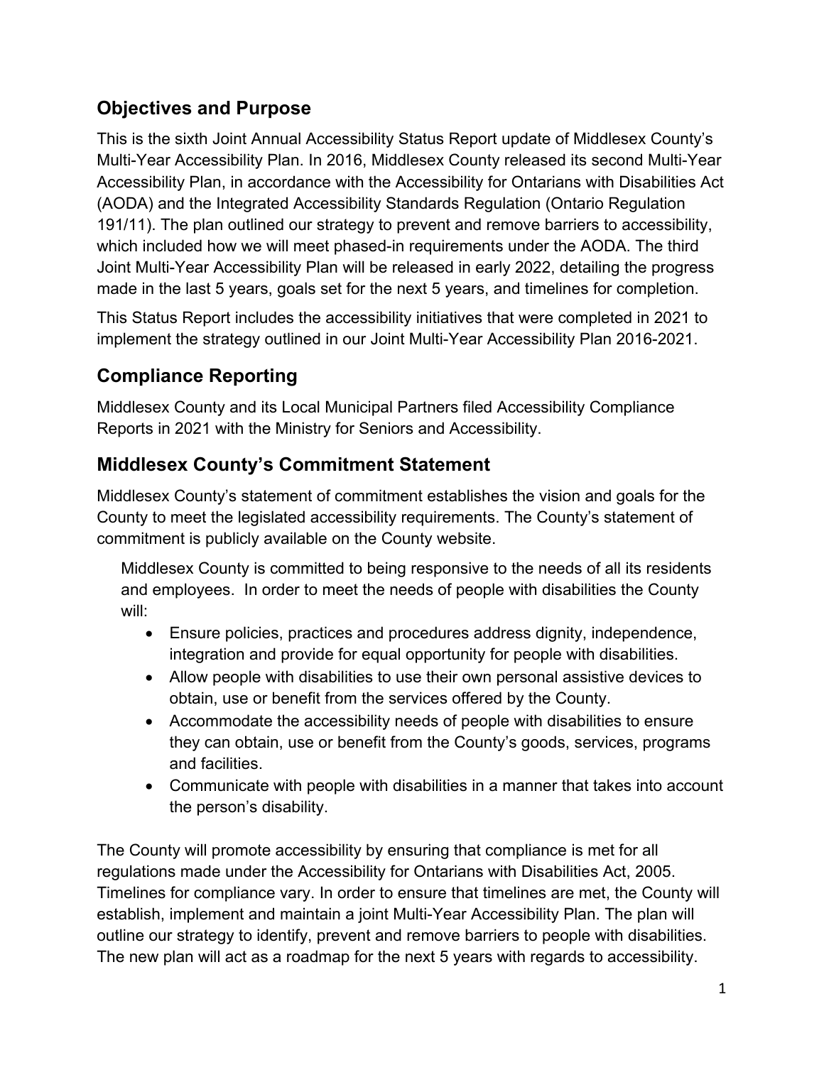## Objectives and Purpose

This is the sixth Joint Annual Accessibility Status Report update of Middlesex County's Multi-Year Accessibility Plan. In 2016, Middlesex County released its second Multi-Year Accessibility Plan, in accordance with the Accessibility for Ontarians with Disabilities Act (AODA) and the Integrated Accessibility Standards Regulation (Ontario Regulation 191/11). The plan outlined our strategy to prevent and remove barriers to accessibility, which included how we will meet phased-in requirements under the AODA. The third Joint Multi-Year Accessibility Plan will be released in early 2022, detailing the progress made in the last 5 years, goals set for the next 5 years, and timelines for completion.

This Status Report includes the accessibility initiatives that were completed in 2021 to implement the strategy outlined in our Joint Multi-Year Accessibility Plan 2016-2021.

## Compliance Reporting

Middlesex County and its Local Municipal Partners filed Accessibility Compliance Reports in 2021 with the Ministry for Seniors and Accessibility.

## Middlesex County's Commitment Statement

Middlesex County's statement of commitment establishes the vision and goals for the County to meet the legislated accessibility requirements. The County's statement of commitment is publicly available on the County website.

> Middlesex County is committed to being responsive to the needs of all its residents and employees. In order to meet the needs of people with disabilities the County will:
>
> - Ensure policies, practices and procedures address dignity, independence, integration and provide for equal opportunity for people with disabilities.
> - Allow people with disabilities to use their own personal assistive devices to obtain, use or benefit from the services offered by the County.
> - Accommodate the accessibility needs of people with disabilities to ensure they can obtain, use or benefit from the County's goods, services, programs and facilities.
> - Communicate with people with disabilities in a manner that takes into account the person's disability.

The County will promote accessibility by ensuring that compliance is met for all regulations made under the Accessibility for Ontarians with Disabilities Act, 2005. Timelines for compliance vary. In order to ensure that timelines are met, the County will establish, implement and maintain a joint Multi-Year Accessibility Plan. The plan will outline our strategy to identify, prevent and remove barriers to people with disabilities. The new plan will act as a roadmap for the next 5 years with regards to accessibility.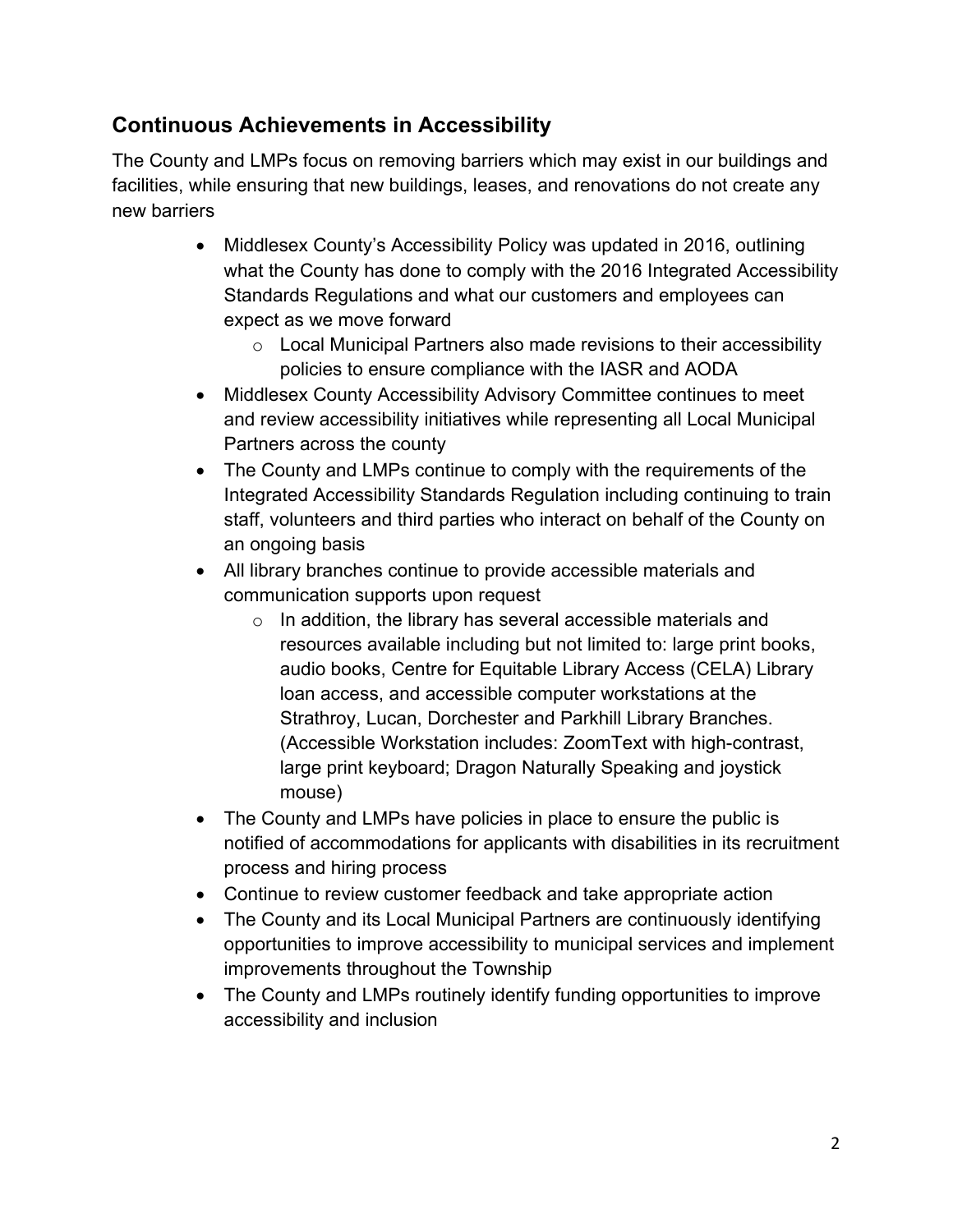## Continuous Achievements in Accessibility

The County and LMPs focus on removing barriers which may exist in our buildings and facilities, while ensuring that new buildings, leases, and renovations do not create any new barriers

- Middlesex County's Accessibility Policy was updated in 2016, outlining what the County has done to comply with the 2016 Integrated Accessibility Standards Regulations and what our customers and employees can expect as we move forward
  - Local Municipal Partners also made revisions to their accessibility policies to ensure compliance with the IASR and AODA
- Middlesex County Accessibility Advisory Committee continues to meet and review accessibility initiatives while representing all Local Municipal Partners across the county
- The County and LMPs continue to comply with the requirements of the Integrated Accessibility Standards Regulation including continuing to train staff, volunteers and third parties who interact on behalf of the County on an ongoing basis
- All library branches continue to provide accessible materials and communication supports upon request
  - In addition, the library has several accessible materials and resources available including but not limited to: large print books, audio books, Centre for Equitable Library Access (CELA) Library loan access, and accessible computer workstations at the Strathroy, Lucan, Dorchester and Parkhill Library Branches. (Accessible Workstation includes: ZoomText with high-contrast, large print keyboard; Dragon Naturally Speaking and joystick mouse)
- The County and LMPs have policies in place to ensure the public is notified of accommodations for applicants with disabilities in its recruitment process and hiring process
- Continue to review customer feedback and take appropriate action
- The County and its Local Municipal Partners are continuously identifying opportunities to improve accessibility to municipal services and implement improvements throughout the Township
- The County and LMPs routinely identify funding opportunities to improve accessibility and inclusion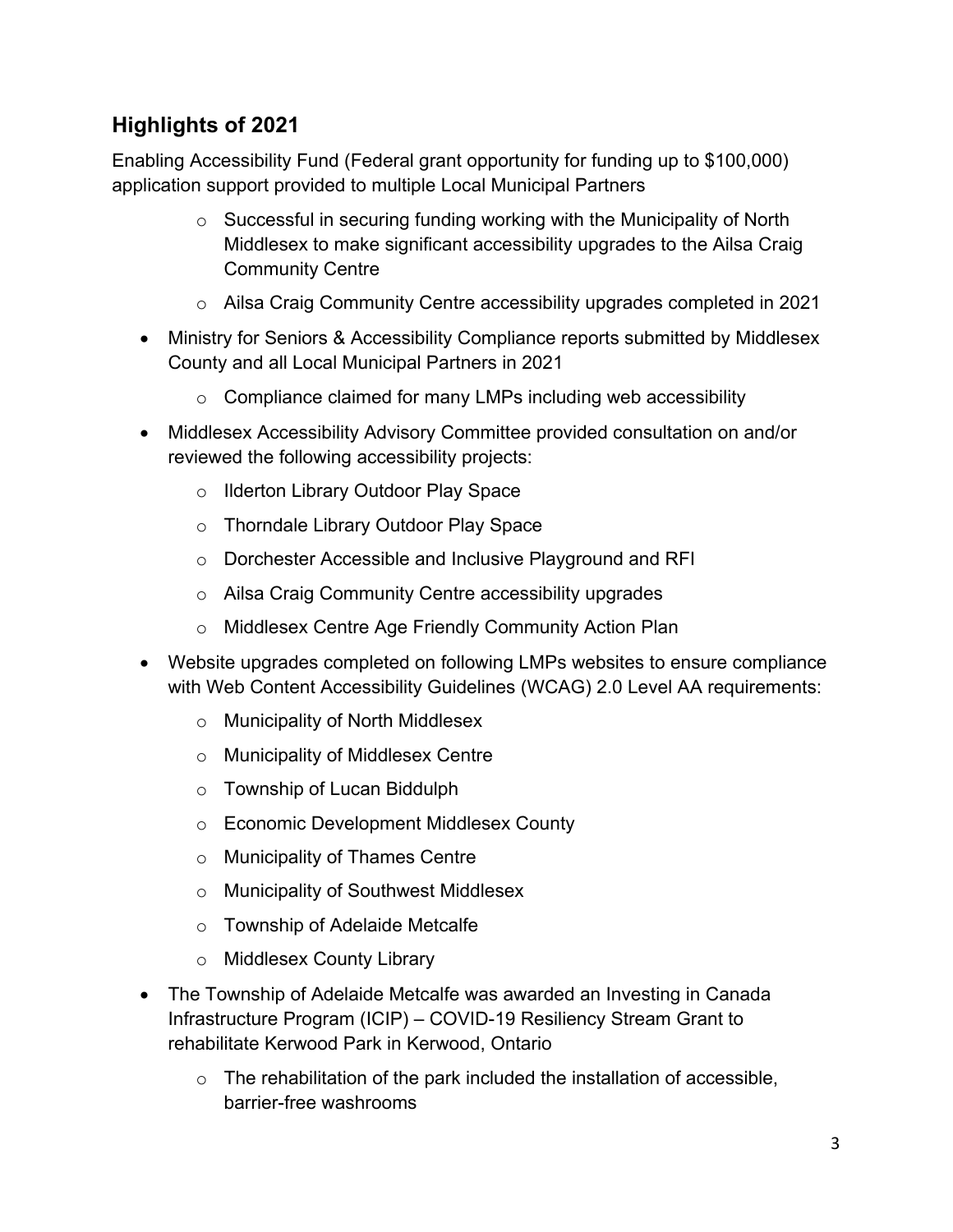## Highlights of 2021

Enabling Accessibility Fund (Federal grant opportunity for funding up to $100,000) application support provided to multiple Local Municipal Partners

  - Successful in securing funding working with the Municipality of North Middlesex to make significant accessibility upgrades to the Ailsa Craig Community Centre
  - Ailsa Craig Community Centre accessibility upgrades completed in 2021

- Ministry for Seniors & Accessibility Compliance reports submitted by Middlesex County and all Local Municipal Partners in 2021
  - Compliance claimed for many LMPs including web accessibility
- Middlesex Accessibility Advisory Committee provided consultation on and/or reviewed the following accessibility projects:
  - Ilderton Library Outdoor Play Space
  - Thorndale Library Outdoor Play Space
  - Dorchester Accessible and Inclusive Playground and RFI
  - Ailsa Craig Community Centre accessibility upgrades
  - Middlesex Centre Age Friendly Community Action Plan
- Website upgrades completed on following LMPs websites to ensure compliance with Web Content Accessibility Guidelines (WCAG) 2.0 Level AA requirements:
  - Municipality of North Middlesex
  - Municipality of Middlesex Centre
  - Township of Lucan Biddulph
  - Economic Development Middlesex County
  - Municipality of Thames Centre
  - Municipality of Southwest Middlesex
  - Township of Adelaide Metcalfe
  - Middlesex County Library
- The Township of Adelaide Metcalfe was awarded an Investing in Canada Infrastructure Program (ICIP) – COVID-19 Resiliency Stream Grant to rehabilitate Kerwood Park in Kerwood, Ontario
  - The rehabilitation of the park included the installation of accessible, barrier-free washrooms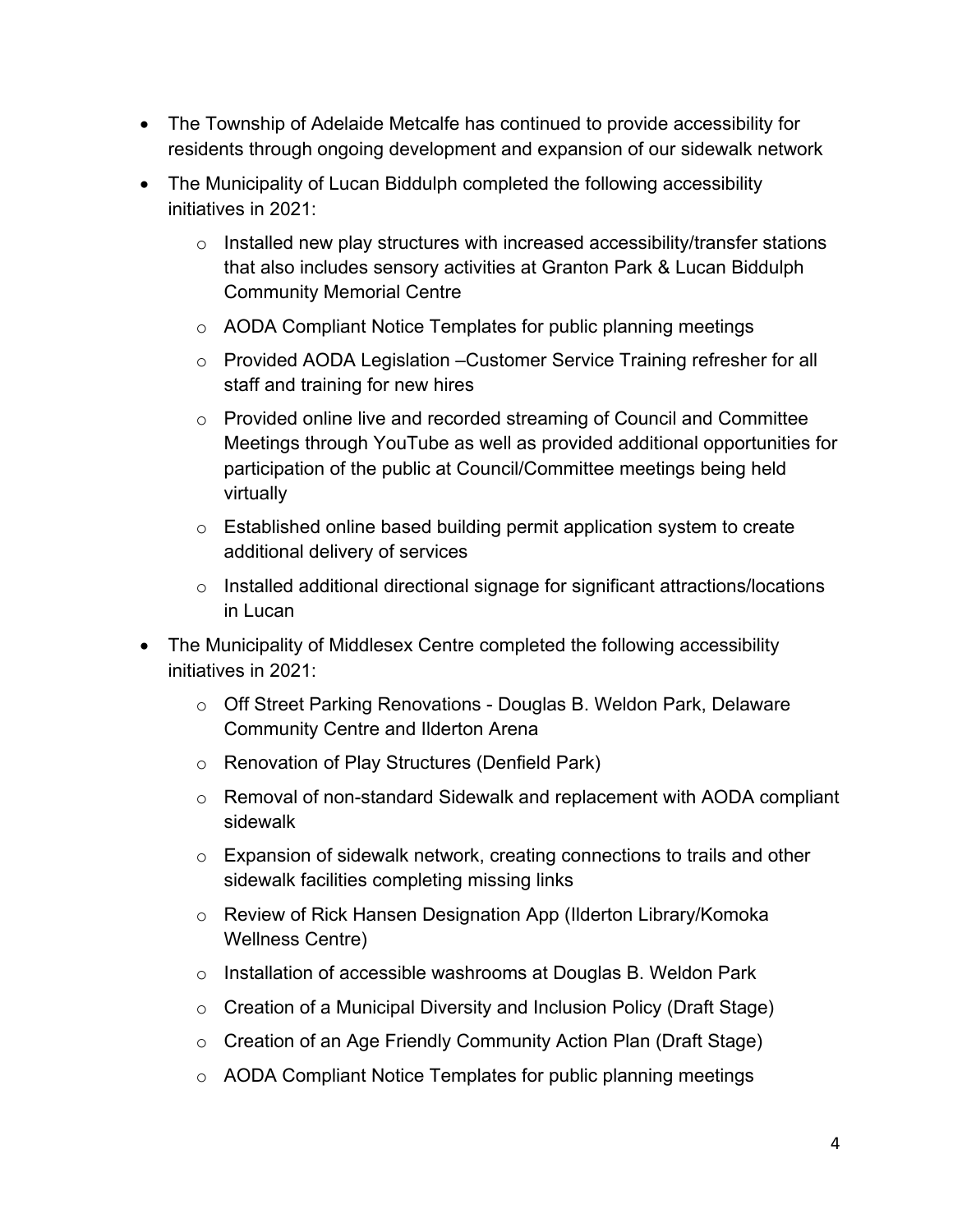- The Township of Adelaide Metcalfe has continued to provide accessibility for residents through ongoing development and expansion of our sidewalk network
- The Municipality of Lucan Biddulph completed the following accessibility initiatives in 2021:
    - Installed new play structures with increased accessibility/transfer stations that also includes sensory activities at Granton Park & Lucan Biddulph Community Memorial Centre
    - AODA Compliant Notice Templates for public planning meetings
    - Provided AODA Legislation –Customer Service Training refresher for all staff and training for new hires
    - Provided online live and recorded streaming of Council and Committee Meetings through YouTube as well as provided additional opportunities for participation of the public at Council/Committee meetings being held virtually
    - Established online based building permit application system to create additional delivery of services
    - Installed additional directional signage for significant attractions/locations in Lucan
- The Municipality of Middlesex Centre completed the following accessibility initiatives in 2021:
    - Off Street Parking Renovations - Douglas B. Weldon Park, Delaware Community Centre and Ilderton Arena
    - Renovation of Play Structures (Denfield Park)
    - Removal of non-standard Sidewalk and replacement with AODA compliant sidewalk
    - Expansion of sidewalk network, creating connections to trails and other sidewalk facilities completing missing links
    - Review of Rick Hansen Designation App (Ilderton Library/Komoka Wellness Centre)
    - Installation of accessible washrooms at Douglas B. Weldon Park
    - Creation of a Municipal Diversity and Inclusion Policy (Draft Stage)
    - Creation of an Age Friendly Community Action Plan (Draft Stage)
    - AODA Compliant Notice Templates for public planning meetings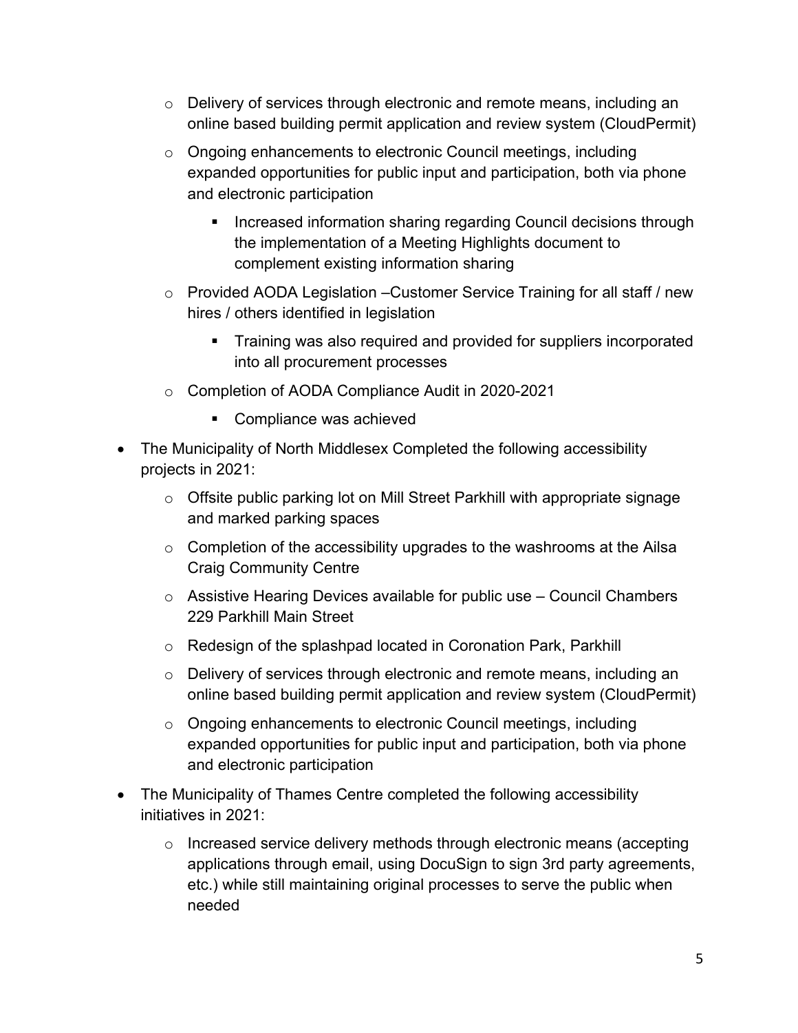- Delivery of services through electronic and remote means, including an online based building permit application and review system (CloudPermit)
    - Ongoing enhancements to electronic Council meetings, including expanded opportunities for public input and participation, both via phone and electronic participation
        - Increased information sharing regarding Council decisions through the implementation of a Meeting Highlights document to complement existing information sharing
    - Provided AODA Legislation –Customer Service Training for all staff / new hires / others identified in legislation
        - Training was also required and provided for suppliers incorporated into all procurement processes
    - Completion of AODA Compliance Audit in 2020-2021
        - Compliance was achieved
- The Municipality of North Middlesex Completed the following accessibility projects in 2021:
    - Offsite public parking lot on Mill Street Parkhill with appropriate signage and marked parking spaces
    - Completion of the accessibility upgrades to the washrooms at the Ailsa Craig Community Centre
    - Assistive Hearing Devices available for public use – Council Chambers 229 Parkhill Main Street
    - Redesign of the splashpad located in Coronation Park, Parkhill
    - Delivery of services through electronic and remote means, including an online based building permit application and review system (CloudPermit)
    - Ongoing enhancements to electronic Council meetings, including expanded opportunities for public input and participation, both via phone and electronic participation
- The Municipality of Thames Centre completed the following accessibility initiatives in 2021:
    - Increased service delivery methods through electronic means (accepting applications through email, using DocuSign to sign 3rd party agreements, etc.) while still maintaining original processes to serve the public when needed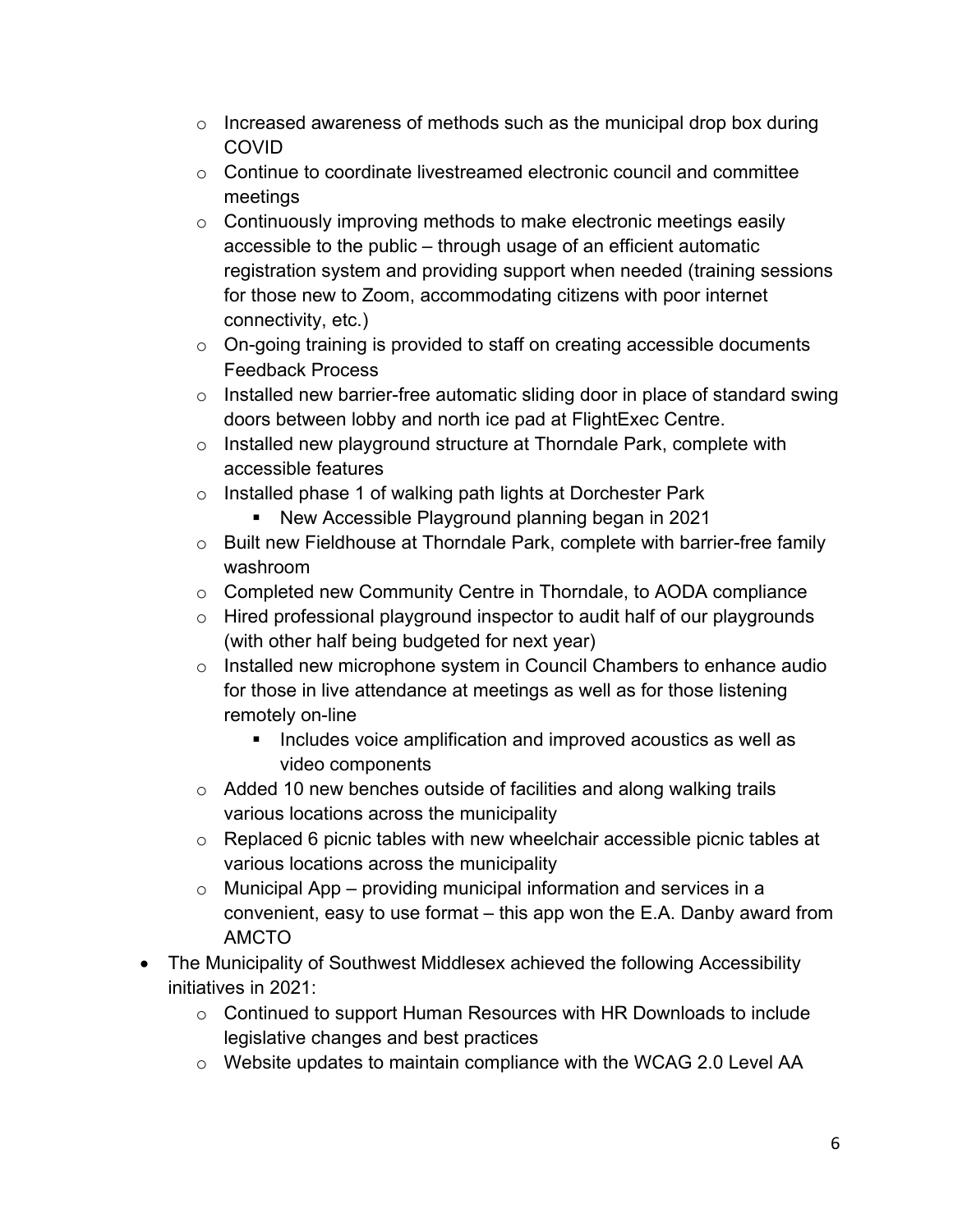- Increased awareness of methods such as the municipal drop box during COVID
  - Continue to coordinate livestreamed electronic council and committee meetings
  - Continuously improving methods to make electronic meetings easily accessible to the public – through usage of an efficient automatic registration system and providing support when needed (training sessions for those new to Zoom, accommodating citizens with poor internet connectivity, etc.)
  - On-going training is provided to staff on creating accessible documents Feedback Process
  - Installed new barrier-free automatic sliding door in place of standard swing doors between lobby and north ice pad at FlightExec Centre.
  - Installed new playground structure at Thorndale Park, complete with accessible features
  - Installed phase 1 of walking path lights at Dorchester Park
    - New Accessible Playground planning began in 2021
  - Built new Fieldhouse at Thorndale Park, complete with barrier-free family washroom
  - Completed new Community Centre in Thorndale, to AODA compliance
  - Hired professional playground inspector to audit half of our playgrounds (with other half being budgeted for next year)
  - Installed new microphone system in Council Chambers to enhance audio for those in live attendance at meetings as well as for those listening remotely on-line
    - Includes voice amplification and improved acoustics as well as video components
  - Added 10 new benches outside of facilities and along walking trails various locations across the municipality
  - Replaced 6 picnic tables with new wheelchair accessible picnic tables at various locations across the municipality
  - Municipal App – providing municipal information and services in a convenient, easy to use format – this app won the E.A. Danby award from AMCTO
- The Municipality of Southwest Middlesex achieved the following Accessibility initiatives in 2021:
  - Continued to support Human Resources with HR Downloads to include legislative changes and best practices
  - Website updates to maintain compliance with the WCAG 2.0 Level AA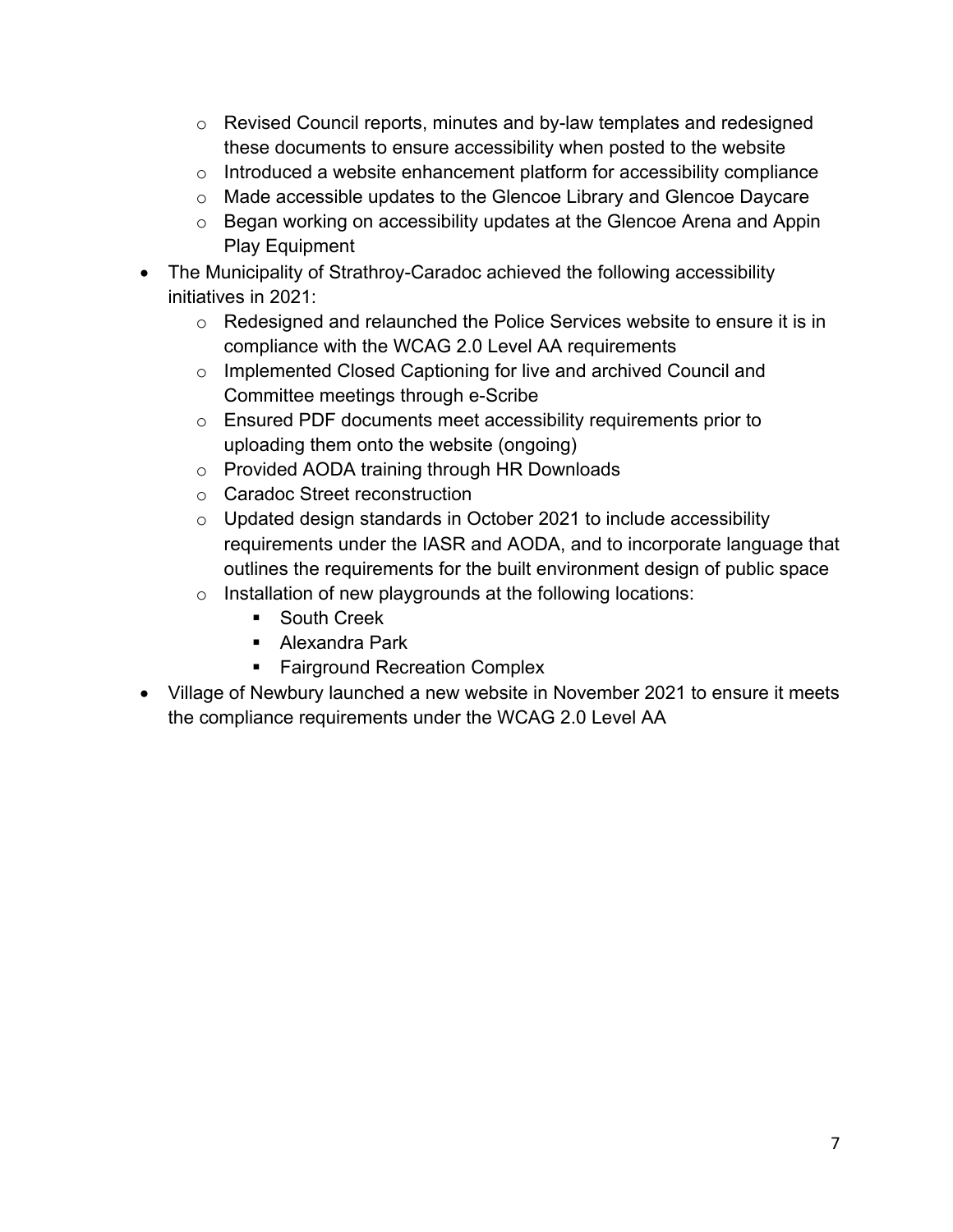- Revised Council reports, minutes and by-law templates and redesigned these documents to ensure accessibility when posted to the website
  - Introduced a website enhancement platform for accessibility compliance
  - Made accessible updates to the Glencoe Library and Glencoe Daycare
  - Began working on accessibility updates at the Glencoe Arena and Appin Play Equipment
- The Municipality of Strathroy-Caradoc achieved the following accessibility initiatives in 2021:
  - Redesigned and relaunched the Police Services website to ensure it is in compliance with the WCAG 2.0 Level AA requirements
  - Implemented Closed Captioning for live and archived Council and Committee meetings through e-Scribe
  - Ensured PDF documents meet accessibility requirements prior to uploading them onto the website (ongoing)
  - Provided AODA training through HR Downloads
  - Caradoc Street reconstruction
  - Updated design standards in October 2021 to include accessibility requirements under the IASR and AODA, and to incorporate language that outlines the requirements for the built environment design of public space
  - Installation of new playgrounds at the following locations:
    - South Creek
    - Alexandra Park
    - Fairground Recreation Complex
- Village of Newbury launched a new website in November 2021 to ensure it meets the compliance requirements under the WCAG 2.0 Level AA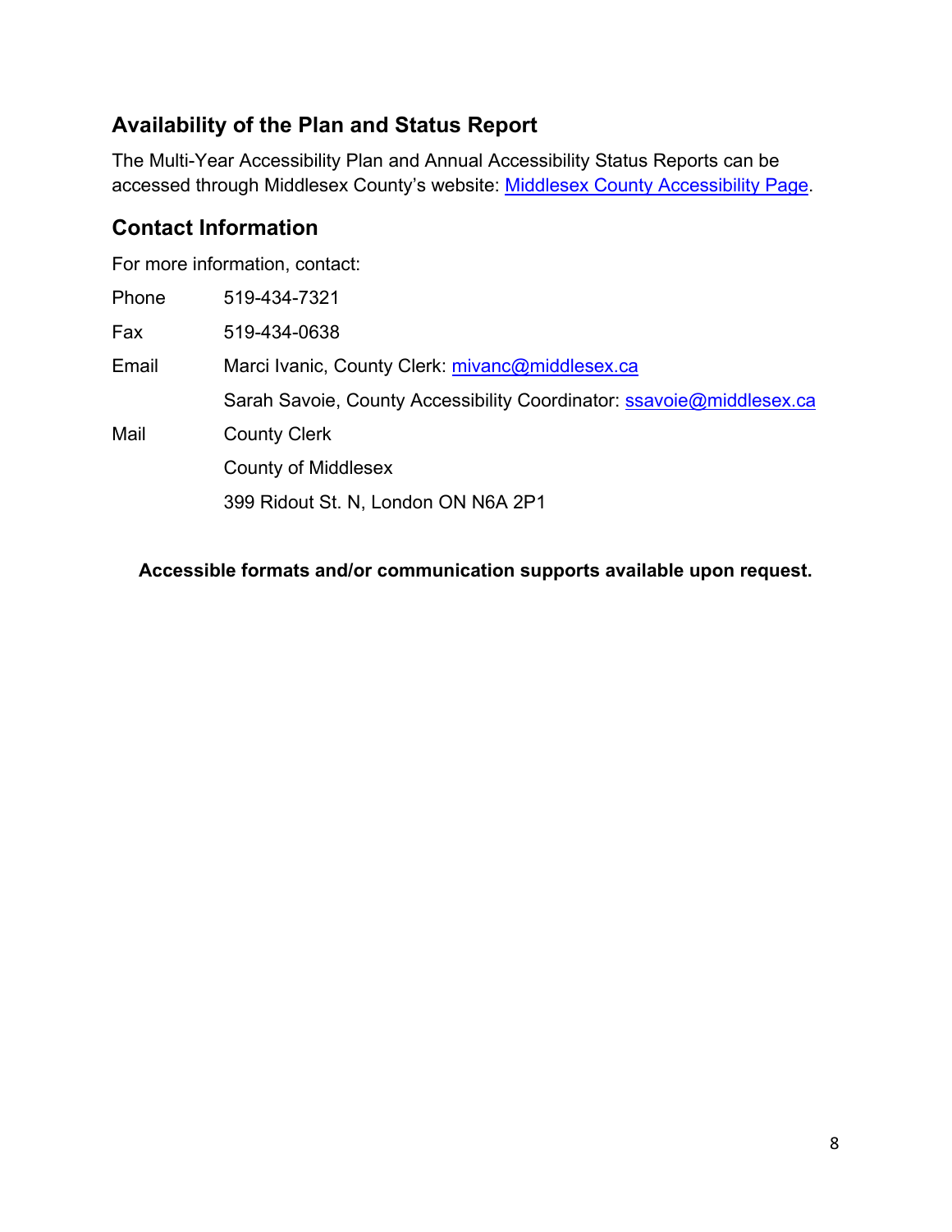## Availability of the Plan and Status Report

The Multi-Year Accessibility Plan and Annual Accessibility Status Reports can be accessed through Middlesex County's website: [Middlesex County Accessibility Page](#).

## Contact Information

For more information, contact:

| | |
|---|---|
| Phone | 519-434-7321 |
| Fax | 519-434-0638 |
| Email | Marci Ivanic, County Clerk: mivanc@middlesex.ca |
| | Sarah Savoie, County Accessibility Coordinator: ssavoie@middlesex.ca |
| Mail | County Clerk |
| | County of Middlesex |
| | 399 Ridout St. N, London ON N6A 2P1 |

**Accessible formats and/or communication supports available upon request.**